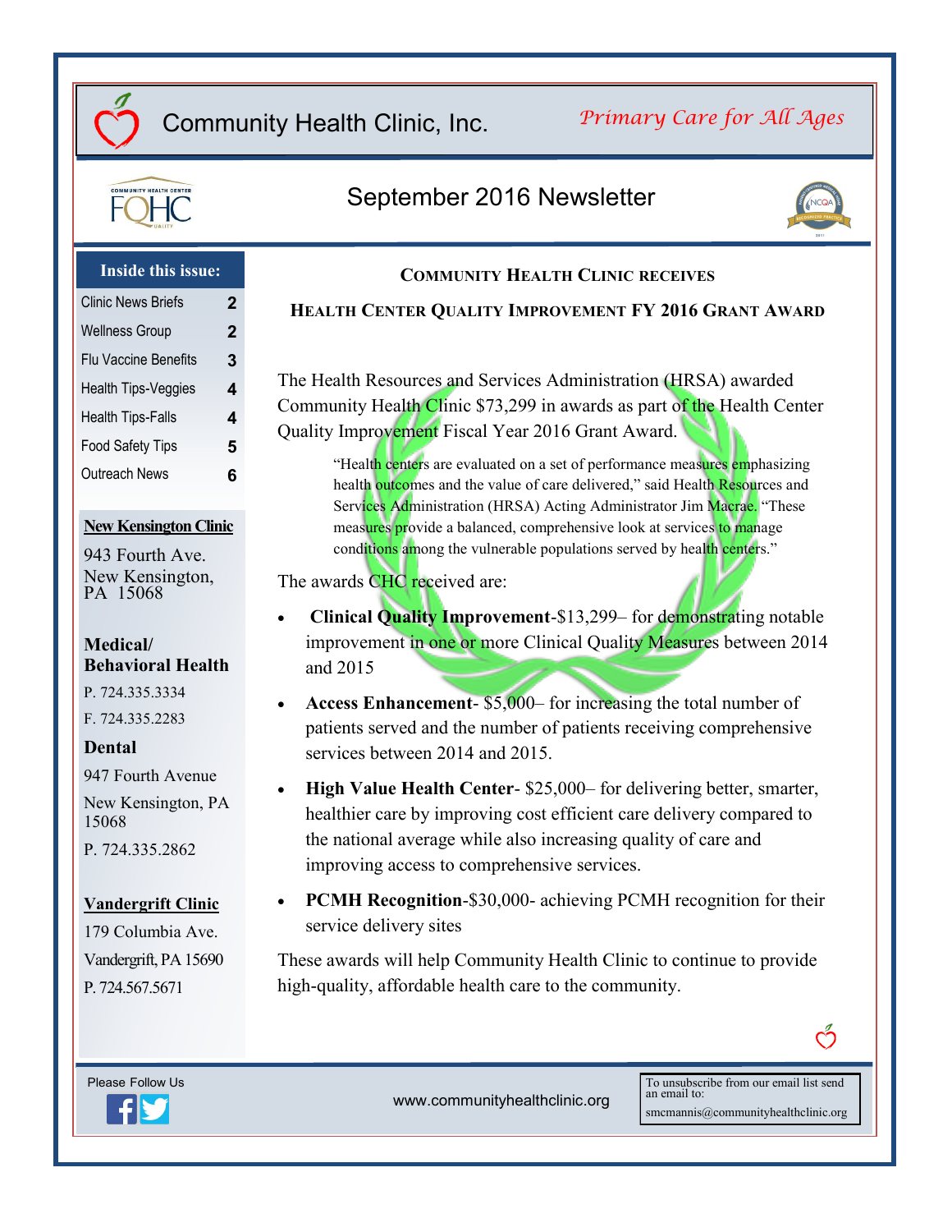# Community Health Clinic, Inc.

*Primary Care for All Ages*

## September 2016 Newsletter

**Inside this issue:**

| | |
|---|---|
| Clinic News Briefs | 2 |
| Wellness Group | 2 |
| Flu Vaccine Benefits | 3 |
| Health Tips-Veggies | 4 |
| Health Tips-Falls | 4 |
| Food Safety Tips | 5 |
| Outreach News | 6 |

**New Kensington Clinic**

943 Fourth Ave.
New Kensington, PA 15068

**Medical/ Behavioral Health**

P. 724.335.3334

F. 724.335.2283

**Dental**

947 Fourth Avenue

New Kensington, PA 15068

P. 724.335.2862

**Vandergrift Clinic**

179 Columbia Ave.

Vandergrift, PA 15690

P. 724.567.5671

## Community Health Clinic Receives Health Center Quality Improvement FY 2016 Grant Award

The Health Resources and Services Administration (HRSA) awarded Community Health Clinic $73,299 in awards as part of the Health Center Quality Improvement Fiscal Year 2016 Grant Award.

> "Health centers are evaluated on a set of performance measures emphasizing health outcomes and the value of care delivered," said Health Resources and Services Administration (HRSA) Acting Administrator Jim Macrae. "These measures provide a balanced, comprehensive look at services to manage conditions among the vulnerable populations served by health centers."

The awards CHC received are:

- **Clinical Quality Improvement**-$13,299– for demonstrating notable improvement in one or more Clinical Quality Measures between 2014 and 2015
- **Access Enhancement**- $5,000– for increasing the total number of patients served and the number of patients receiving comprehensive services between 2014 and 2015.
- **High Value Health Center**- $25,000– for delivering better, smarter, healthier care by improving cost efficient care delivery compared to the national average while also increasing quality of care and improving access to comprehensive services.
- **PCMH Recognition**-$30,000- achieving PCMH recognition for their service delivery sites

These awards will help Community Health Clinic to continue to provide high-quality, affordable health care to the community.

Please Follow Us

www.communityhealthclinic.org

To unsubscribe from our email list send an email to:
smcmannis@communityhealthclinic.org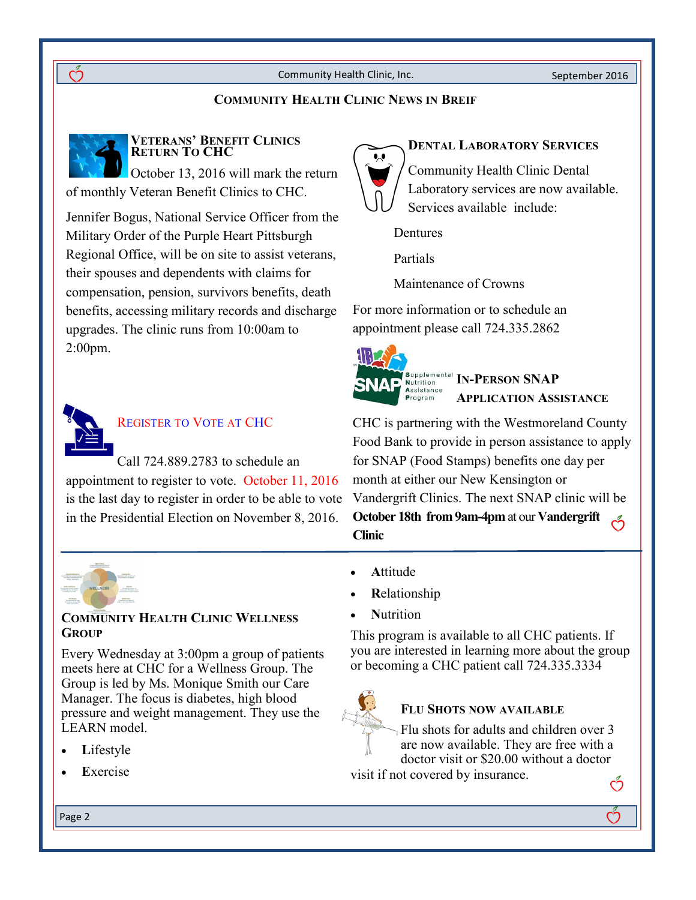## Community Health Clinic News in Breif

### Veterans' Benefit Clinics Return To CHC

October 13, 2016 will mark the return of monthly Veteran Benefit Clinics to CHC.

Jennifer Bogus, National Service Officer from the Military Order of the Purple Heart Pittsburgh Regional Office, will be on site to assist veterans, their spouses and dependents with claims for compensation, pension, survivors benefits, death benefits, accessing military records and discharge upgrades. The clinic runs from 10:00am to 2:00pm.

### Register to Vote at CHC

Call 724.889.2783 to schedule an appointment to register to vote. October 11, 2016 is the last day to register in order to be able to vote in the Presidential Election on November 8, 2016.

### Dental Laboratory Services

Community Health Clinic Dental Laboratory services are now available. Services available include:

Dentures

Partials

Maintenance of Crowns

For more information or to schedule an appointment please call 724.335.2862

### In-Person SNAP Application Assistance

CHC is partnering with the Westmoreland County Food Bank to provide in person assistance to apply for SNAP (Food Stamps) benefits one day per month at either our New Kensington or Vandergrift Clinics. The next SNAP clinic will be **October 18th from 9am-4pm** at our **Vandergrift Clinic**

### Community Health Clinic Wellness Group

Every Wednesday at 3:00pm a group of patients meets here at CHC for a Wellness Group. The Group is led by Ms. Monique Smith our Care Manager. The focus is diabetes, high blood pressure and weight management. They use the LEARN model.

- **L**ifestyle
- **E**xercise
- **A**ttitude
- **R**elationship
- **N**utrition

This program is available to all CHC patients. If you are interested in learning more about the group or becoming a CHC patient call 724.335.3334

### Flu Shots Now Available

Flu shots for adults and children over 3 are now available. They are free with a doctor visit or $20.00 without a doctor visit if not covered by insurance.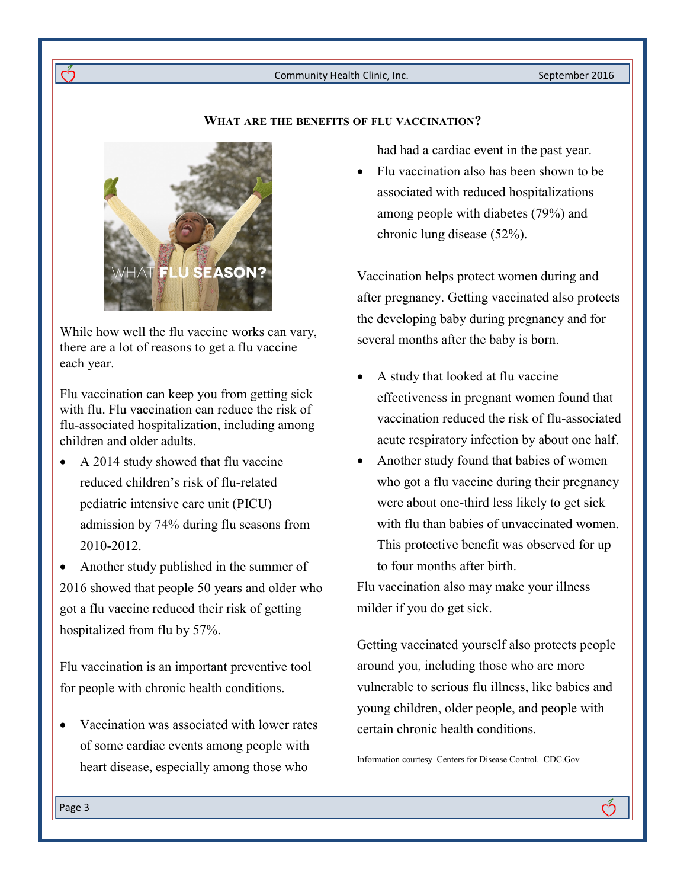### What are the benefits of flu vaccination?

While how well the flu vaccine works can vary, there are a lot of reasons to get a flu vaccine each year.

Flu vaccination can keep you from getting sick with flu. Flu vaccination can reduce the risk of flu-associated hospitalization, including among children and older adults.

- A 2014 study showed that flu vaccine reduced children's risk of flu-related pediatric intensive care unit (PICU) admission by 74% during flu seasons from 2010-2012.
- Another study published in the summer of 2016 showed that people 50 years and older who got a flu vaccine reduced their risk of getting hospitalized from flu by 57%.

Flu vaccination is an important preventive tool for people with chronic health conditions.

- Vaccination was associated with lower rates of some cardiac events among people with heart disease, especially among those who had had a cardiac event in the past year.
- Flu vaccination also has been shown to be associated with reduced hospitalizations among people with diabetes (79%) and chronic lung disease (52%).

Vaccination helps protect women during and after pregnancy. Getting vaccinated also protects the developing baby during pregnancy and for several months after the baby is born.

- A study that looked at flu vaccine effectiveness in pregnant women found that vaccination reduced the risk of flu-associated acute respiratory infection by about one half.
- Another study found that babies of women who got a flu vaccine during their pregnancy were about one-third less likely to get sick with flu than babies of unvaccinated women. This protective benefit was observed for up to four months after birth.

Flu vaccination also may make your illness milder if you do get sick.

Getting vaccinated yourself also protects people around you, including those who are more vulnerable to serious flu illness, like babies and young children, older people, and people with certain chronic health conditions.

Information courtesy Centers for Disease Control. CDC.Gov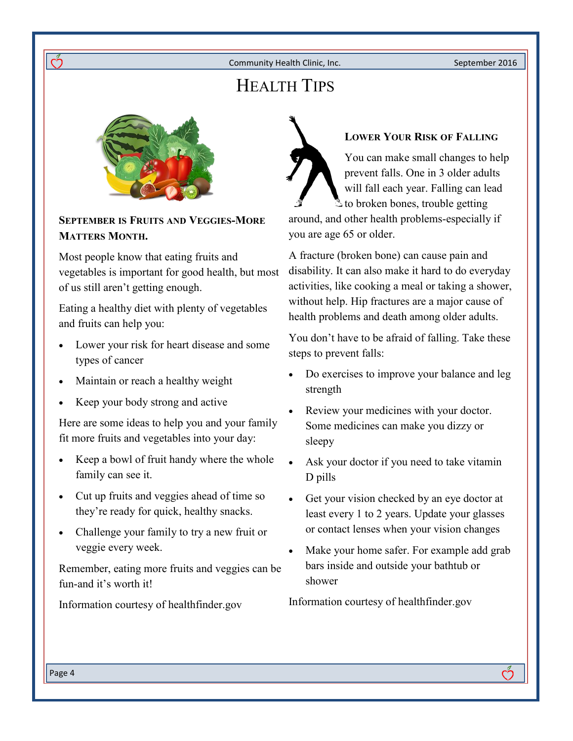# Health Tips

## September is Fruits and Veggies-More Matters Month.

Most people know that eating fruits and vegetables is important for good health, but most of us still aren't getting enough.

Eating a healthy diet with plenty of vegetables and fruits can help you:

- Lower your risk for heart disease and some types of cancer
- Maintain or reach a healthy weight
- Keep your body strong and active

Here are some ideas to help you and your family fit more fruits and vegetables into your day:

- Keep a bowl of fruit handy where the whole family can see it.
- Cut up fruits and veggies ahead of time so they're ready for quick, healthy snacks.
- Challenge your family to try a new fruit or veggie every week.

Remember, eating more fruits and veggies can be fun-and it's worth it!

Information courtesy of healthfinder.gov

## Lower Your Risk of Falling

You can make small changes to help prevent falls. One in 3 older adults will fall each year. Falling can lead to broken bones, trouble getting around, and other health problems-especially if you are age 65 or older.

A fracture (broken bone) can cause pain and disability. It can also make it hard to do everyday activities, like cooking a meal or taking a shower, without help. Hip fractures are a major cause of health problems and death among older adults.

You don't have to be afraid of falling. Take these steps to prevent falls:

- Do exercises to improve your balance and leg strength
- Review your medicines with your doctor. Some medicines can make you dizzy or sleepy
- Ask your doctor if you need to take vitamin D pills
- Get your vision checked by an eye doctor at least every 1 to 2 years. Update your glasses or contact lenses when your vision changes
- Make your home safer. For example add grab bars inside and outside your bathtub or shower

Information courtesy of healthfinder.gov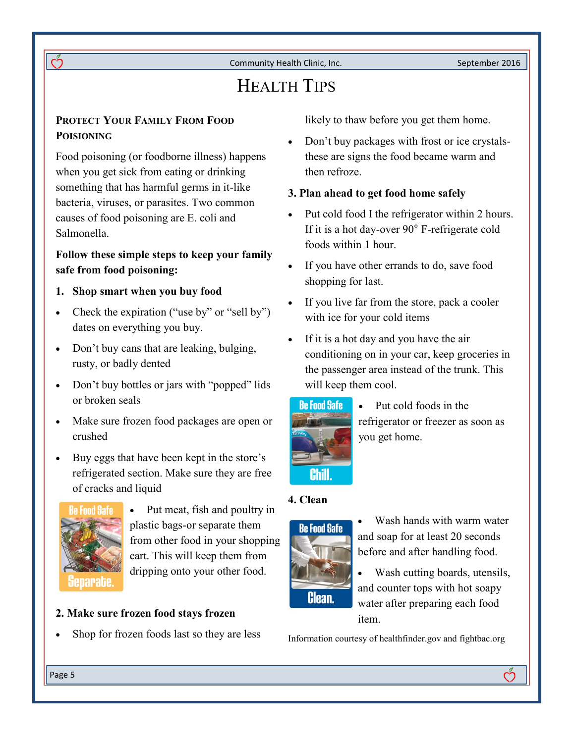# Health Tips

## Protect Your Family From Food Poisioning

Food poisoning (or foodborne illness) happens when you get sick from eating or drinking something that has harmful germs in it-like bacteria, viruses, or parasites. Two common causes of food poisoning are E. coli and Salmonella.

**Follow these simple steps to keep your family safe from food poisoning:**

**1. Shop smart when you buy food**

- Check the expiration ("use by" or "sell by") dates on everything you buy.
- Don't buy cans that are leaking, bulging, rusty, or badly dented
- Don't buy bottles or jars with "popped" lids or broken seals
- Make sure frozen food packages are open or crushed
- Buy eggs that have been kept in the store's refrigerated section. Make sure they are free of cracks and liquid
- Put meat, fish and poultry in plastic bags-or separate them from other food in your shopping cart. This will keep them from dripping onto your other food.

**2. Make sure frozen food stays frozen**

- Shop for frozen foods last so they are less likely to thaw before you get them home.
- Don't buy packages with frost or ice crystals- these are signs the food became warm and then refroze.

**3. Plan ahead to get food home safely**

- Put cold food I the refrigerator within 2 hours. If it is a hot day-over 90° F-refrigerate cold foods within 1 hour.
- If you have other errands to do, save food shopping for last.
- If you live far from the store, pack a cooler with ice for your cold items
- If it is a hot day and you have the air conditioning on in your car, keep groceries in the passenger area instead of the trunk. This will keep them cool.
- Put cold foods in the refrigerator or freezer as soon as you get home.

**4. Clean**

- Wash hands with warm water and soap for at least 20 seconds before and after handling food.
- Wash cutting boards, utensils, and counter tops with hot soapy water after preparing each food item.

Information courtesy of healthfinder.gov and fightbac.org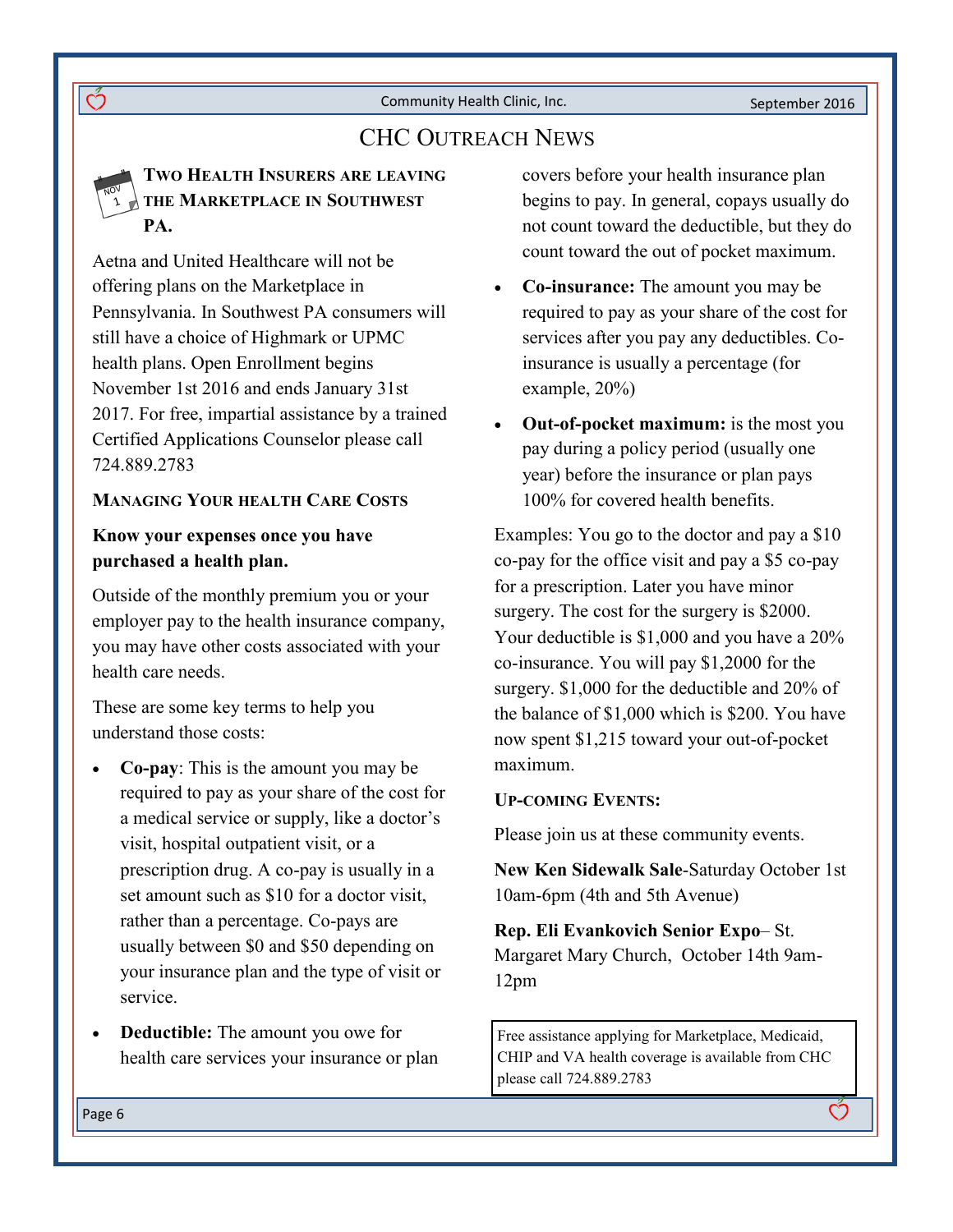# CHC Outreach News

## Two Health Insurers are leaving the Marketplace in Southwest PA.

Aetna and United Healthcare will not be offering plans on the Marketplace in Pennsylvania. In Southwest PA consumers will still have a choice of Highmark or UPMC health plans. Open Enrollment begins November 1st 2016 and ends January 31st 2017. For free, impartial assistance by a trained Certified Applications Counselor please call 724.889.2783

## Managing Your health Care Costs

**Know your expenses once you have purchased a health plan.**

Outside of the monthly premium you or your employer pay to the health insurance company, you may have other costs associated with your health care needs.

These are some key terms to help you understand those costs:

- **Co-pay**: This is the amount you may be required to pay as your share of the cost for a medical service or supply, like a doctor's visit, hospital outpatient visit, or a prescription drug. A co-pay is usually in a set amount such as $10 for a doctor visit, rather than a percentage. Co-pays are usually between $0 and $50 depending on your insurance plan and the type of visit or service.
- **Deductible:** The amount you owe for health care services your insurance or plan covers before your health insurance plan begins to pay. In general, copays usually do not count toward the deductible, but they do count toward the out of pocket maximum.
- **Co-insurance:** The amount you may be required to pay as your share of the cost for services after you pay any deductibles. Co-insurance is usually a percentage (for example, 20%)
- **Out-of-pocket maximum:** is the most you pay during a policy period (usually one year) before the insurance or plan pays 100% for covered health benefits.

Examples: You go to the doctor and pay a $10 co-pay for the office visit and pay a $5 co-pay for a prescription. Later you have minor surgery. The cost for the surgery is $2000. Your deductible is $1,000 and you have a 20% co-insurance. You will pay $1,2000 for the surgery. $1,000 for the deductible and 20% of the balance of $1,000 which is $200. You have now spent $1,215 toward your out-of-pocket maximum.

## Up-coming Events:

Please join us at these community events.

**New Ken Sidewalk Sale**-Saturday October 1st 10am-6pm (4th and 5th Avenue)

**Rep. Eli Evankovich Senior Expo**– St. Margaret Mary Church, October 14th 9am-12pm

Free assistance applying for Marketplace, Medicaid, CHIP and VA health coverage is available from CHC please call 724.889.2783